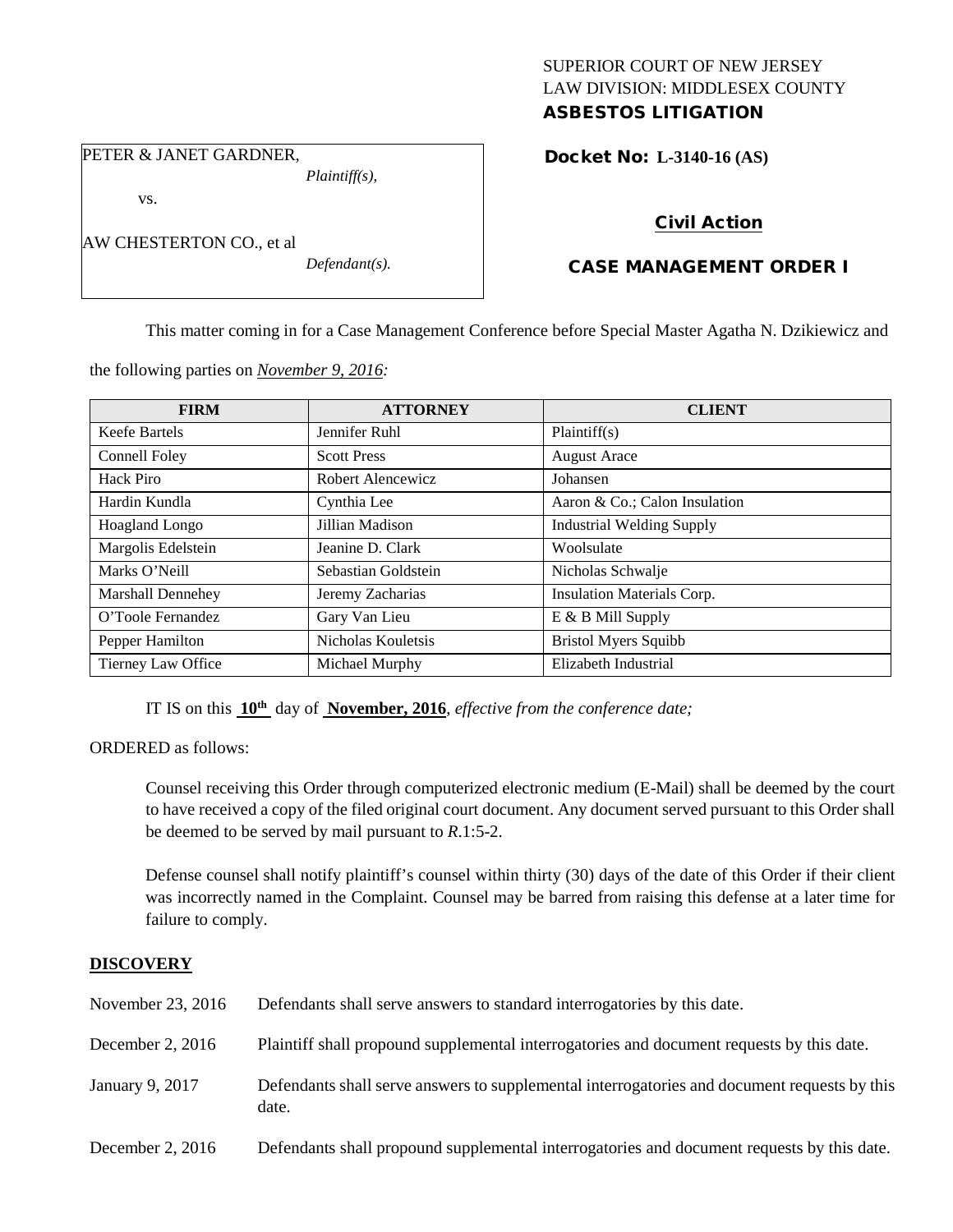SUPERIOR COURT OF NEW JERSEY
LAW DIVISION: MIDDLESEX COUNTY
**ASBESTOS LITIGATION**

PETER & JANET GARDNER,
*Plaintiff(s),*

vs.

AW CHESTERTON CO., et al
*Defendant(s).*

**Docket No: L-3140-16 (AS)**

**Civil Action**

**CASE MANAGEMENT ORDER I**

This matter coming in for a Case Management Conference before Special Master Agatha N. Dzikiewicz and the following parties on *November 9, 2016:*

| FIRM | ATTORNEY | CLIENT |
|---|---|---|
| Keefe Bartels | Jennifer Ruhl | Plaintiff(s) |
| Connell Foley | Scott Press | August Arace |
| Hack Piro | Robert Alencewicz | Johansen |
| Hardin Kundla | Cynthia Lee | Aaron & Co.; Calon Insulation |
| Hoagland Longo | Jillian Madison | Industrial Welding Supply |
| Margolis Edelstein | Jeanine D. Clark | Woolsulate |
| Marks O'Neill | Sebastian Goldstein | Nicholas Schwalje |
| Marshall Dennehey | Jeremy Zacharias | Insulation Materials Corp. |
| O'Toole Fernandez | Gary Van Lieu | E & B Mill Supply |
| Pepper Hamilton | Nicholas Kouletsis | Bristol Myers Squibb |
| Tierney Law Office | Michael Murphy | Elizabeth Industrial |

IT IS on this **10th** day of **November, 2016**, *effective from the conference date;*

ORDERED as follows:

Counsel receiving this Order through computerized electronic medium (E-Mail) shall be deemed by the court to have received a copy of the filed original court document. Any document served pursuant to this Order shall be deemed to be served by mail pursuant to *R*.1:5-2.

Defense counsel shall notify plaintiff's counsel within thirty (30) days of the date of this Order if their client was incorrectly named in the Complaint. Counsel may be barred from raising this defense at a later time for failure to comply.

## DISCOVERY

| | |
|---|---|
| November 23, 2016 | Defendants shall serve answers to standard interrogatories by this date. |
| December 2, 2016 | Plaintiff shall propound supplemental interrogatories and document requests by this date. |
| January 9, 2017 | Defendants shall serve answers to supplemental interrogatories and document requests by this date. |
| December 2, 2016 | Defendants shall propound supplemental interrogatories and document requests by this date. |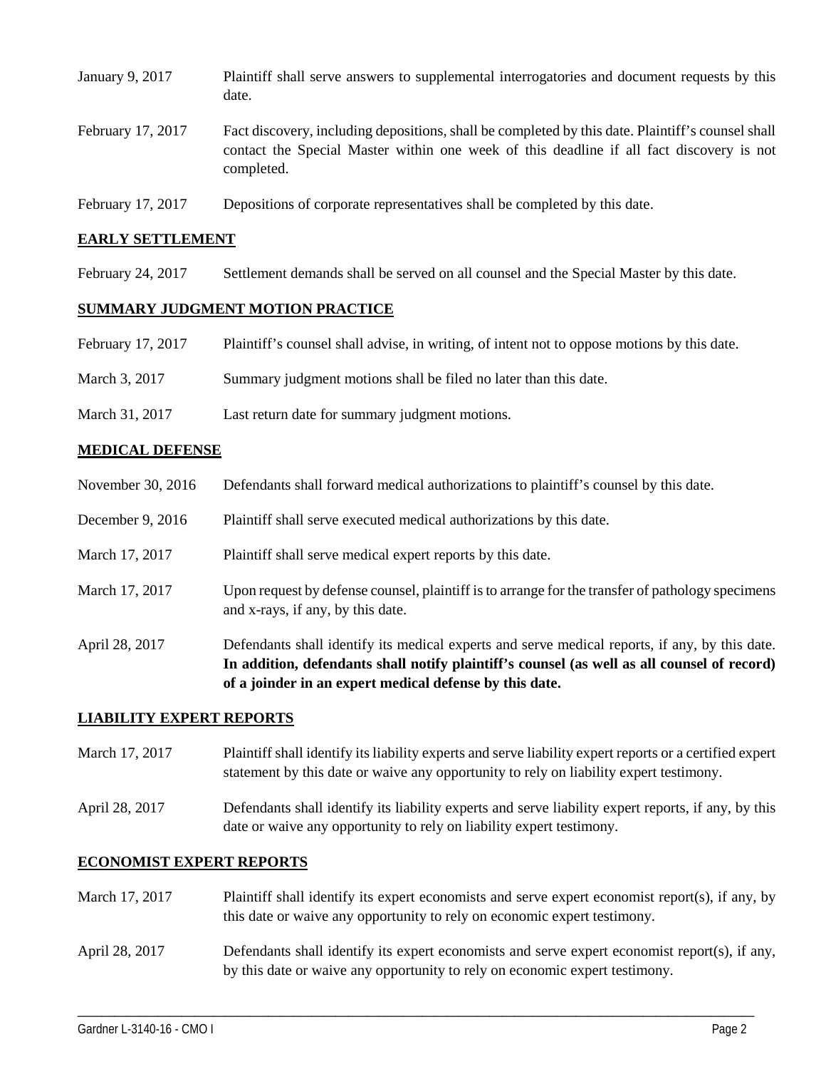January 9, 2017 Plaintiff shall serve answers to supplemental interrogatories and document requests by this date.

February 17, 2017 Fact discovery, including depositions, shall be completed by this date. Plaintiff's counsel shall contact the Special Master within one week of this deadline if all fact discovery is not completed.

February 17, 2017 Depositions of corporate representatives shall be completed by this date.

**EARLY SETTLEMENT**

February 24, 2017 Settlement demands shall be served on all counsel and the Special Master by this date.

**SUMMARY JUDGMENT MOTION PRACTICE**

February 17, 2017 Plaintiff's counsel shall advise, in writing, of intent not to oppose motions by this date.

March 3, 2017 Summary judgment motions shall be filed no later than this date.

March 31, 2017 Last return date for summary judgment motions.

**MEDICAL DEFENSE**

November 30, 2016 Defendants shall forward medical authorizations to plaintiff's counsel by this date.

December 9, 2016 Plaintiff shall serve executed medical authorizations by this date.

March 17, 2017 Plaintiff shall serve medical expert reports by this date.

March 17, 2017 Upon request by defense counsel, plaintiff is to arrange for the transfer of pathology specimens and x-rays, if any, by this date.

April 28, 2017 Defendants shall identify its medical experts and serve medical reports, if any, by this date. **In addition, defendants shall notify plaintiff's counsel (as well as all counsel of record) of a joinder in an expert medical defense by this date.**

**LIABILITY EXPERT REPORTS**

March 17, 2017 Plaintiff shall identify its liability experts and serve liability expert reports or a certified expert statement by this date or waive any opportunity to rely on liability expert testimony.

April 28, 2017 Defendants shall identify its liability experts and serve liability expert reports, if any, by this date or waive any opportunity to rely on liability expert testimony.

**ECONOMIST EXPERT REPORTS**

March 17, 2017 Plaintiff shall identify its expert economists and serve expert economist report(s), if any, by this date or waive any opportunity to rely on economic expert testimony.

April 28, 2017 Defendants shall identify its expert economists and serve expert economist report(s), if any, by this date or waive any opportunity to rely on economic expert testimony.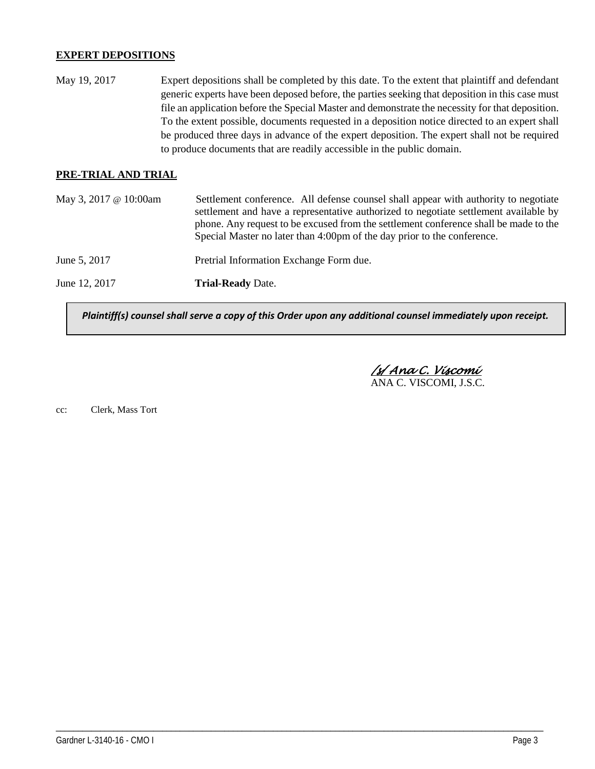**EXPERT DEPOSITIONS**

May 19, 2017 Expert depositions shall be completed by this date. To the extent that plaintiff and defendant generic experts have been deposed before, the parties seeking that deposition in this case must file an application before the Special Master and demonstrate the necessity for that deposition. To the extent possible, documents requested in a deposition notice directed to an expert shall be produced three days in advance of the expert deposition. The expert shall not be required to produce documents that are readily accessible in the public domain.

**PRE-TRIAL AND TRIAL**

May 3, 2017 @ 10:00am Settlement conference. All defense counsel shall appear with authority to negotiate settlement and have a representative authorized to negotiate settlement available by phone. Any request to be excused from the settlement conference shall be made to the Special Master no later than 4:00pm of the day prior to the conference.

June 5, 2017 Pretrial Information Exchange Form due.

June 12, 2017 **Trial-Ready** Date.

***Plaintiff(s) counsel shall serve a copy of this Order upon any additional counsel immediately upon receipt.***

*/s/ Ana C. Viscomi*
ANA C. VISCOMI, J.S.C.

cc: Clerk, Mass Tort